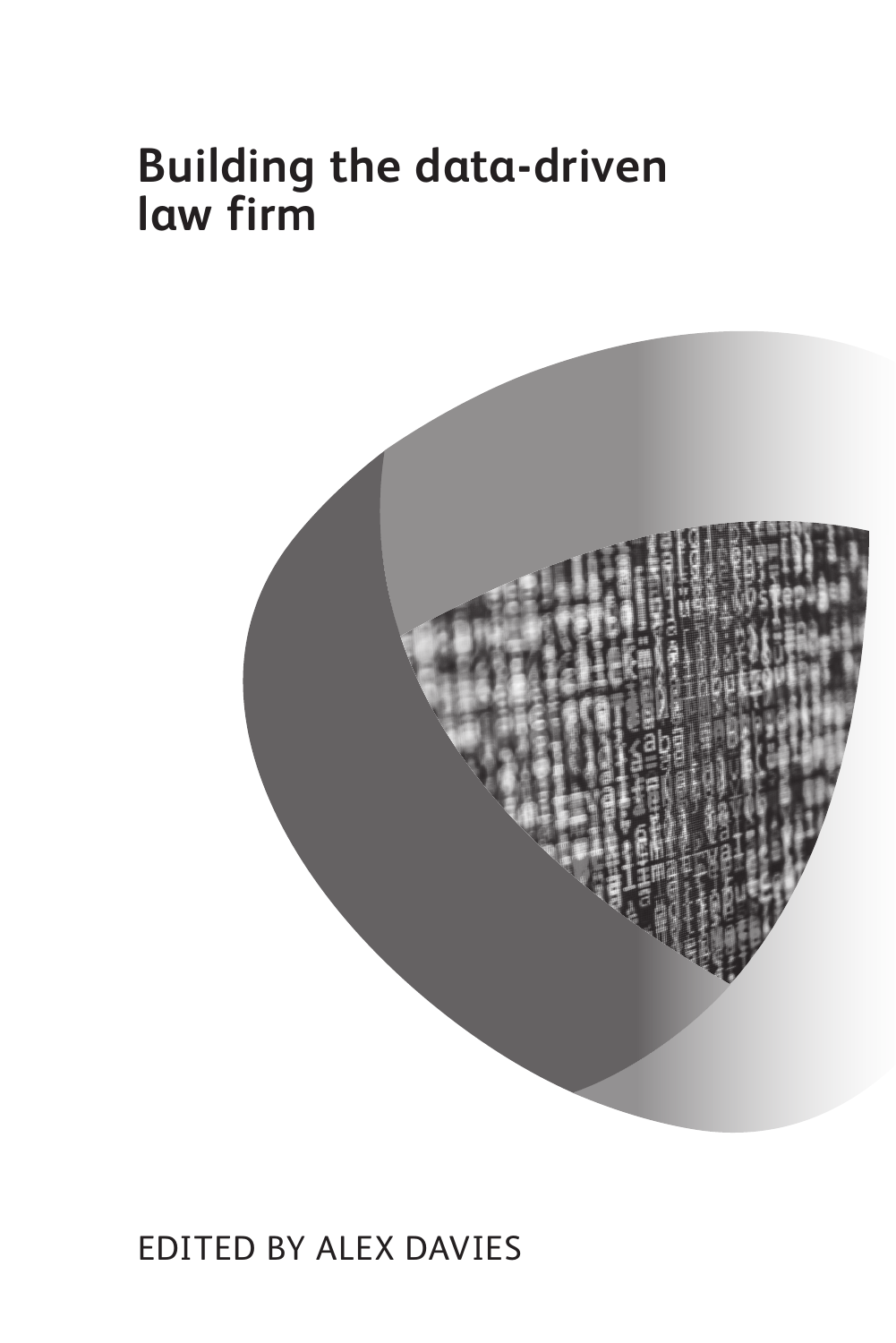# Building the data-driven law firm

EDITED BY ALEX DAVIES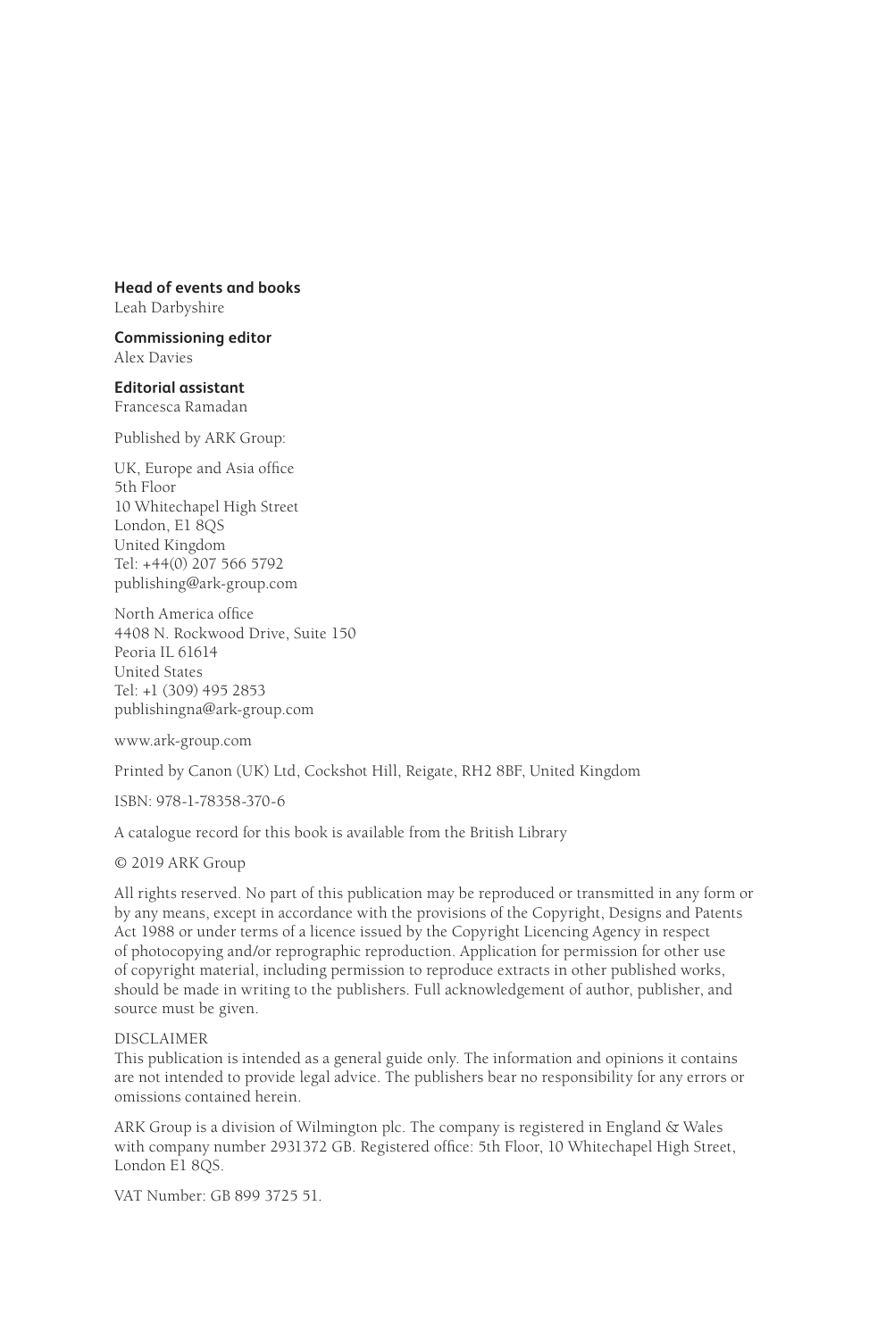**Head of events and books**
Leah Darbyshire

**Commissioning editor**
Alex Davies

**Editorial assistant**
Francesca Ramadan

Published by ARK Group:

UK, Europe and Asia office
5th Floor
10 Whitechapel High Street
London, E1 8QS
United Kingdom
Tel: +44(0) 207 566 5792
publishing@ark-group.com

North America office
4408 N. Rockwood Drive, Suite 150
Peoria IL 61614
United States
Tel: +1 (309) 495 2853
publishingna@ark-group.com

www.ark-group.com

Printed by Canon (UK) Ltd, Cockshot Hill, Reigate, RH2 8BF, United Kingdom

ISBN: 978-1-78358-370-6

A catalogue record for this book is available from the British Library

© 2019 ARK Group

All rights reserved. No part of this publication may be reproduced or transmitted in any form or by any means, except in accordance with the provisions of the Copyright, Designs and Patents Act 1988 or under terms of a licence issued by the Copyright Licencing Agency in respect of photocopying and/or reprographic reproduction. Application for permission for other use of copyright material, including permission to reproduce extracts in other published works, should be made in writing to the publishers. Full acknowledgement of author, publisher, and source must be given.

DISCLAIMER
This publication is intended as a general guide only. The information and opinions it contains are not intended to provide legal advice. The publishers bear no responsibility for any errors or omissions contained herein.

ARK Group is a division of Wilmington plc. The company is registered in England & Wales with company number 2931372 GB. Registered office: 5th Floor, 10 Whitechapel High Street, London E1 8QS.

VAT Number: GB 899 3725 51.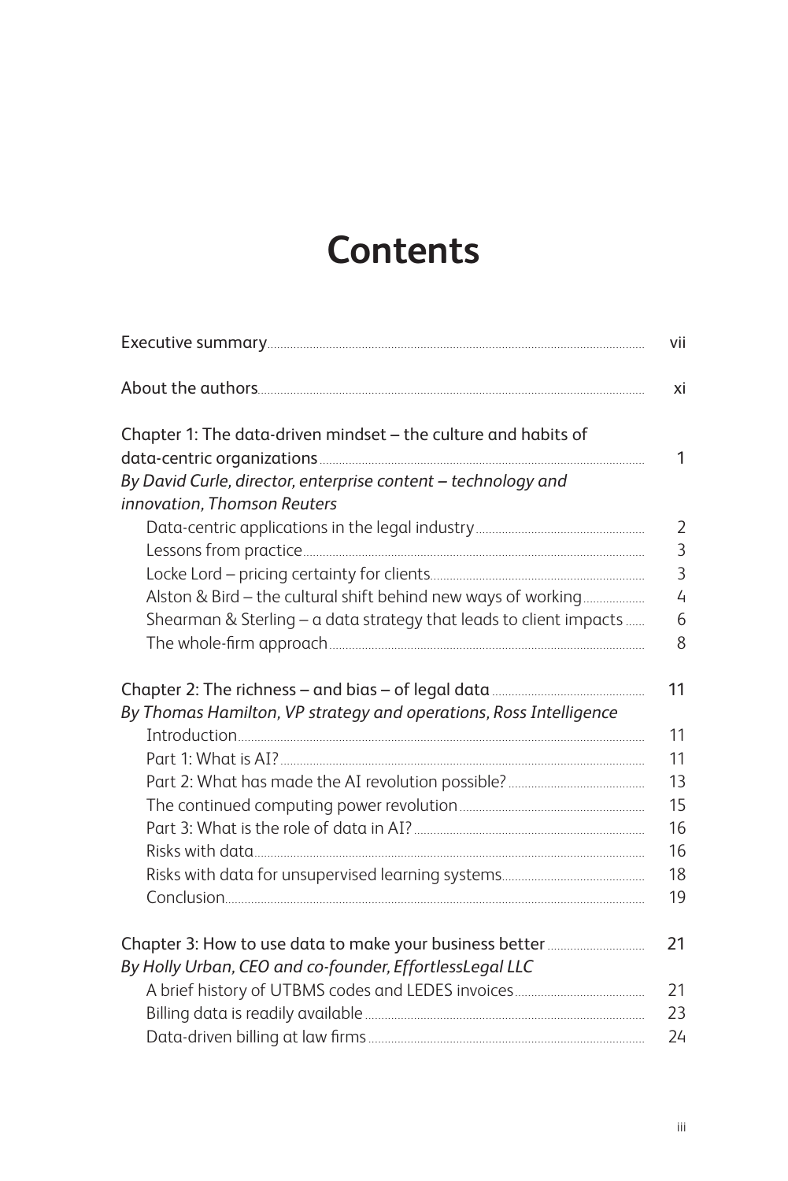# Contents

| | |
|---|---|
| Executive summary | vii |
| About the authors | xi |
| Chapter 1: The data-driven mindset – the culture and habits of data-centric organizations | 1 |
| *By David Curle, director, enterprise content – technology and innovation, Thomson Reuters* | |
| Data-centric applications in the legal industry | 2 |
| Lessons from practice | 3 |
| Locke Lord – pricing certainty for clients | 3 |
| Alston & Bird – the cultural shift behind new ways of working | 4 |
| Shearman & Sterling – a data strategy that leads to client impacts | 6 |
| The whole-firm approach | 8 |
| Chapter 2: The richness – and bias – of legal data | 11 |
| *By Thomas Hamilton, VP strategy and operations, Ross Intelligence* | |
| Introduction | 11 |
| Part 1: What is AI? | 11 |
| Part 2: What has made the AI revolution possible? | 13 |
| The continued computing power revolution | 15 |
| Part 3: What is the role of data in AI? | 16 |
| Risks with data | 16 |
| Risks with data for unsupervised learning systems | 18 |
| Conclusion | 19 |
| Chapter 3: How to use data to make your business better | 21 |
| *By Holly Urban, CEO and co-founder, EffortlessLegal LLC* | |
| A brief history of UTBMS codes and LEDES invoices | 21 |
| Billing data is readily available | 23 |
| Data-driven billing at law firms | 24 |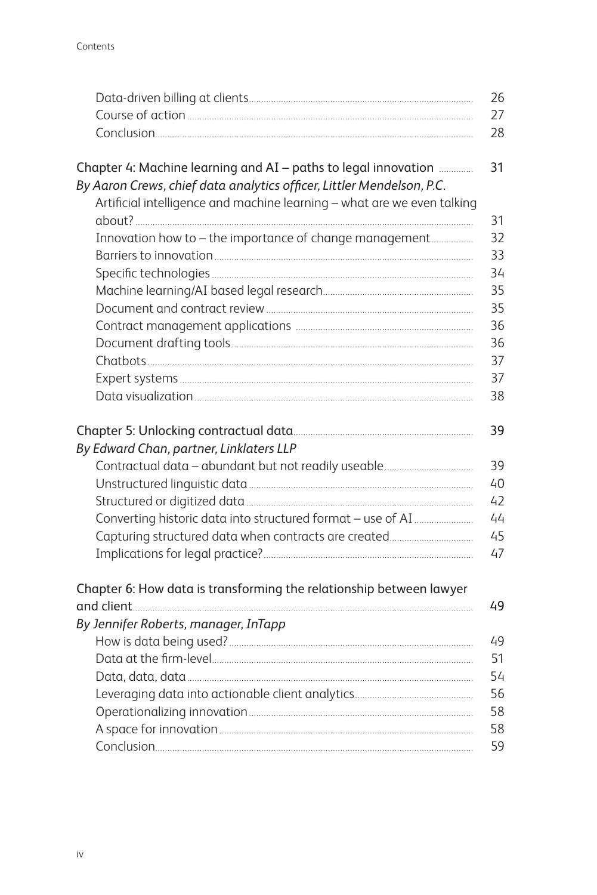Data-driven billing at clients ........ 26
Course of action ........ 27
Conclusion ........ 28

Chapter 4: Machine learning and AI – paths to legal innovation ........ 31
*By Aaron Crews, chief data analytics officer, Littler Mendelson, P.C.*
Artificial intelligence and machine learning – what are we even talking about? ........ 31
Innovation how to – the importance of change management ........ 32
Barriers to innovation ........ 33
Specific technologies ........ 34
Machine learning/AI based legal research ........ 35
Document and contract review ........ 35
Contract management applications ........ 36
Document drafting tools ........ 36
Chatbots ........ 37
Expert systems ........ 37
Data visualization ........ 38

Chapter 5: Unlocking contractual data ........ 39
*By Edward Chan, partner, Linklaters LLP*
Contractual data – abundant but not readily useable ........ 39
Unstructured linguistic data ........ 40
Structured or digitized data ........ 42
Converting historic data into structured format – use of AI ........ 44
Capturing structured data when contracts are created ........ 45
Implications for legal practice? ........ 47

Chapter 6: How data is transforming the relationship between lawyer and client ........ 49
*By Jennifer Roberts, manager, InTapp*
How is data being used? ........ 49
Data at the firm-level ........ 51
Data, data, data ........ 54
Leveraging data into actionable client analytics ........ 56
Operationalizing innovation ........ 58
A space for innovation ........ 58
Conclusion ........ 59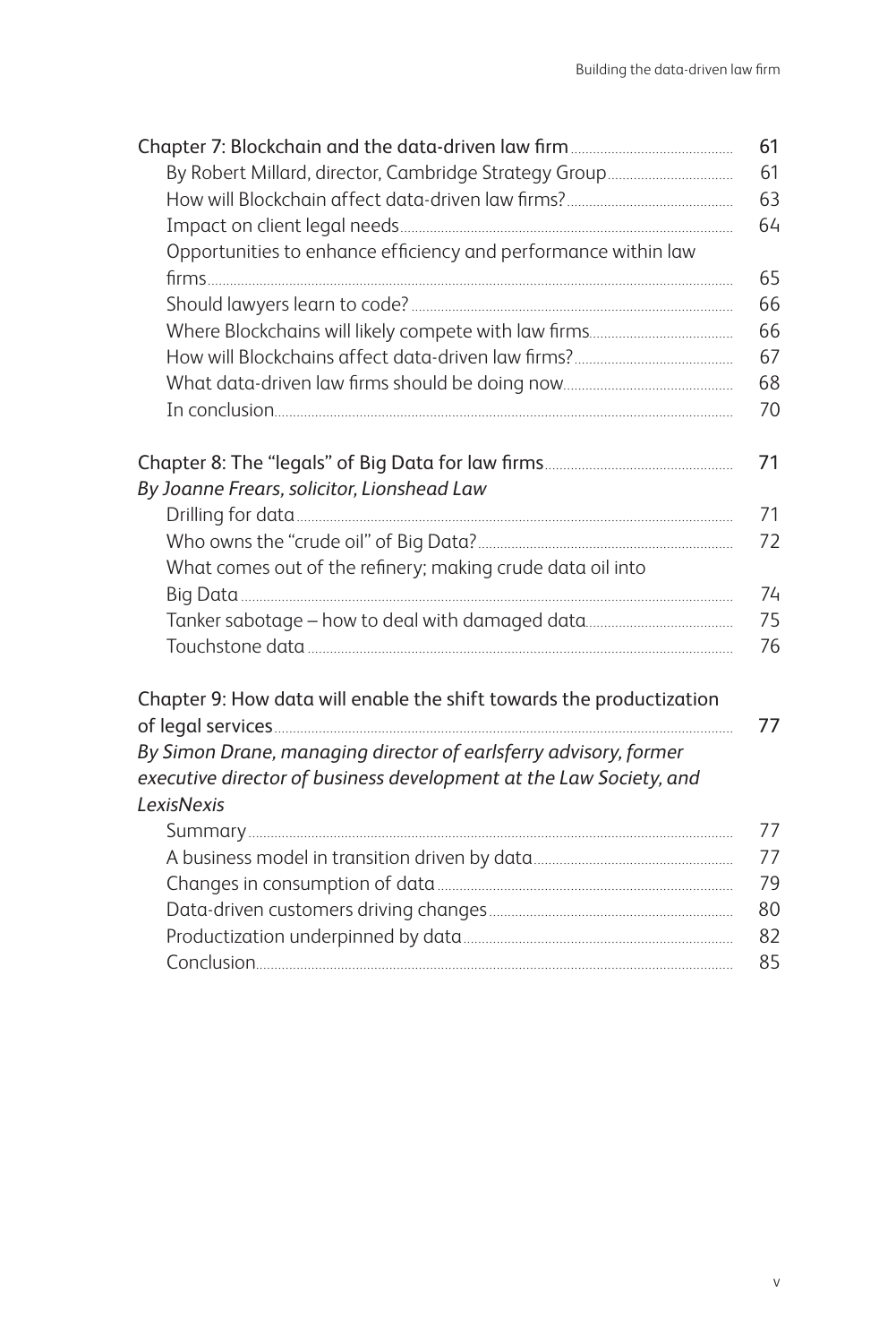Chapter 7: Blockchain and the data-driven law firm ........ 61

- By Robert Millard, director, Cambridge Strategy Group ........ 61
- How will Blockchain affect data-driven law firms? ........ 63
- Impact on client legal needs ........ 64
- Opportunities to enhance efficiency and performance within law firms ........ 65
- Should lawyers learn to code? ........ 66
- Where Blockchains will likely compete with law firms ........ 66
- How will Blockchains affect data-driven law firms? ........ 67
- What data-driven law firms should be doing now ........ 68
- In conclusion ........ 70

Chapter 8: The "legals" of Big Data for law firms ........ 71

*By Joanne Frears, solicitor, Lionshead Law*

- Drilling for data ........ 71
- Who owns the "crude oil" of Big Data? ........ 72
- What comes out of the refinery; making crude data oil into Big Data ........ 74
- Tanker sabotage – how to deal with damaged data ........ 75
- Touchstone data ........ 76

Chapter 9: How data will enable the shift towards the productization of legal services ........ 77

*By Simon Drane, managing director of earlsferry advisory, former executive director of business development at the Law Society, and LexisNexis*

- Summary ........ 77
- A business model in transition driven by data ........ 77
- Changes in consumption of data ........ 79
- Data-driven customers driving changes ........ 80
- Productization underpinned by data ........ 82
- Conclusion ........ 85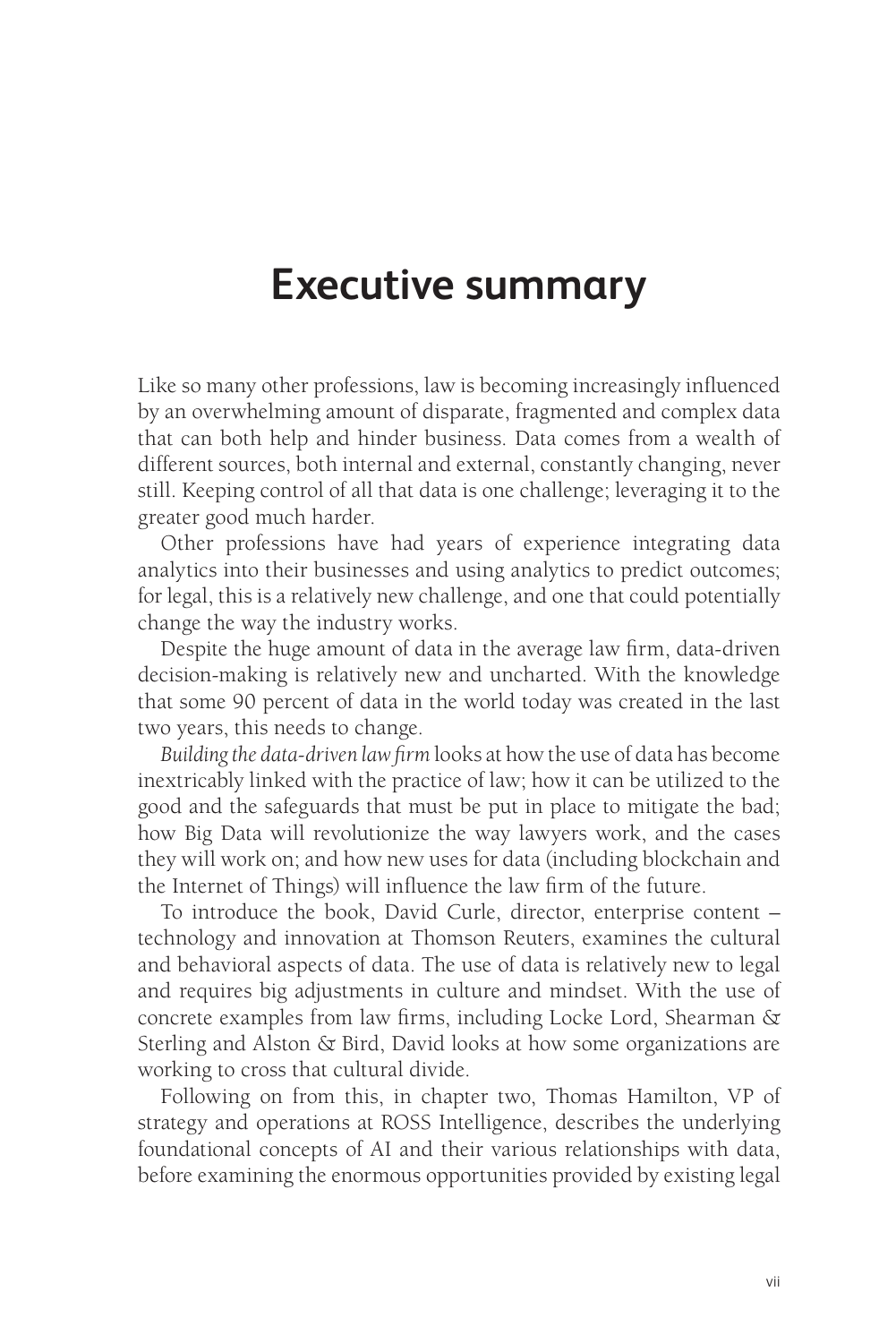# Executive summary

Like so many other professions, law is becoming increasingly influenced by an overwhelming amount of disparate, fragmented and complex data that can both help and hinder business. Data comes from a wealth of different sources, both internal and external, constantly changing, never still. Keeping control of all that data is one challenge; leveraging it to the greater good much harder.

Other professions have had years of experience integrating data analytics into their businesses and using analytics to predict outcomes; for legal, this is a relatively new challenge, and one that could potentially change the way the industry works.

Despite the huge amount of data in the average law firm, data-driven decision-making is relatively new and uncharted. With the knowledge that some 90 percent of data in the world today was created in the last two years, this needs to change.

*Building the data-driven law firm* looks at how the use of data has become inextricably linked with the practice of law; how it can be utilized to the good and the safeguards that must be put in place to mitigate the bad; how Big Data will revolutionize the way lawyers work, and the cases they will work on; and how new uses for data (including blockchain and the Internet of Things) will influence the law firm of the future.

To introduce the book, David Curle, director, enterprise content – technology and innovation at Thomson Reuters, examines the cultural and behavioral aspects of data. The use of data is relatively new to legal and requires big adjustments in culture and mindset. With the use of concrete examples from law firms, including Locke Lord, Shearman & Sterling and Alston & Bird, David looks at how some organizations are working to cross that cultural divide.

Following on from this, in chapter two, Thomas Hamilton, VP of strategy and operations at ROSS Intelligence, describes the underlying foundational concepts of AI and their various relationships with data, before examining the enormous opportunities provided by existing legal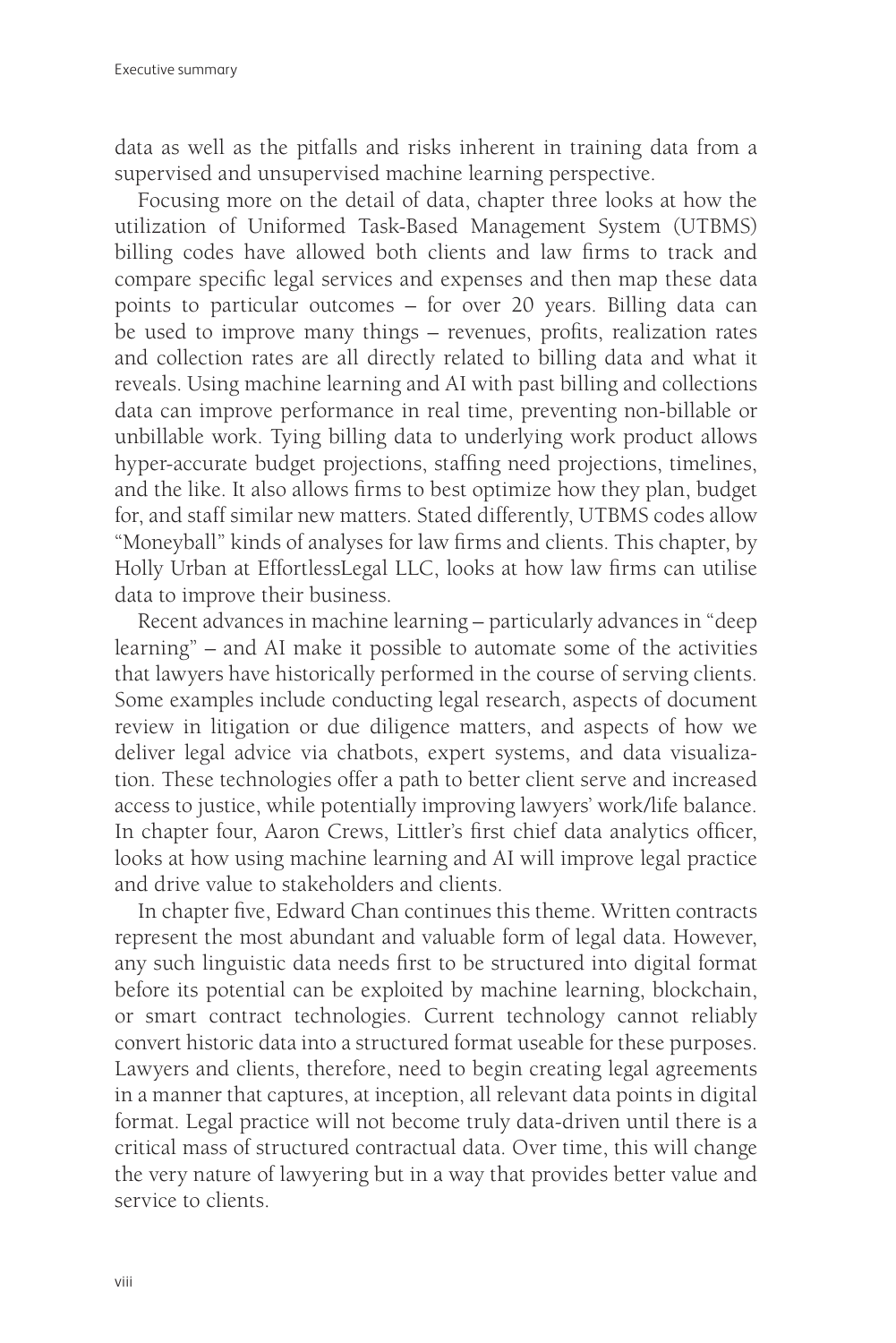data as well as the pitfalls and risks inherent in training data from a supervised and unsupervised machine learning perspective.

Focusing more on the detail of data, chapter three looks at how the utilization of Uniformed Task-Based Management System (UTBMS) billing codes have allowed both clients and law firms to track and compare specific legal services and expenses and then map these data points to particular outcomes – for over 20 years. Billing data can be used to improve many things – revenues, profits, realization rates and collection rates are all directly related to billing data and what it reveals. Using machine learning and AI with past billing and collections data can improve performance in real time, preventing non-billable or unbillable work. Tying billing data to underlying work product allows hyper-accurate budget projections, staffing need projections, timelines, and the like. It also allows firms to best optimize how they plan, budget for, and staff similar new matters. Stated differently, UTBMS codes allow "Moneyball" kinds of analyses for law firms and clients. This chapter, by Holly Urban at EffortlessLegal LLC, looks at how law firms can utilise data to improve their business.

Recent advances in machine learning – particularly advances in "deep learning" – and AI make it possible to automate some of the activities that lawyers have historically performed in the course of serving clients. Some examples include conducting legal research, aspects of document review in litigation or due diligence matters, and aspects of how we deliver legal advice via chatbots, expert systems, and data visualization. These technologies offer a path to better client serve and increased access to justice, while potentially improving lawyers' work/life balance. In chapter four, Aaron Crews, Littler's first chief data analytics officer, looks at how using machine learning and AI will improve legal practice and drive value to stakeholders and clients.

In chapter five, Edward Chan continues this theme. Written contracts represent the most abundant and valuable form of legal data. However, any such linguistic data needs first to be structured into digital format before its potential can be exploited by machine learning, blockchain, or smart contract technologies. Current technology cannot reliably convert historic data into a structured format useable for these purposes. Lawyers and clients, therefore, need to begin creating legal agreements in a manner that captures, at inception, all relevant data points in digital format. Legal practice will not become truly data-driven until there is a critical mass of structured contractual data. Over time, this will change the very nature of lawyering but in a way that provides better value and service to clients.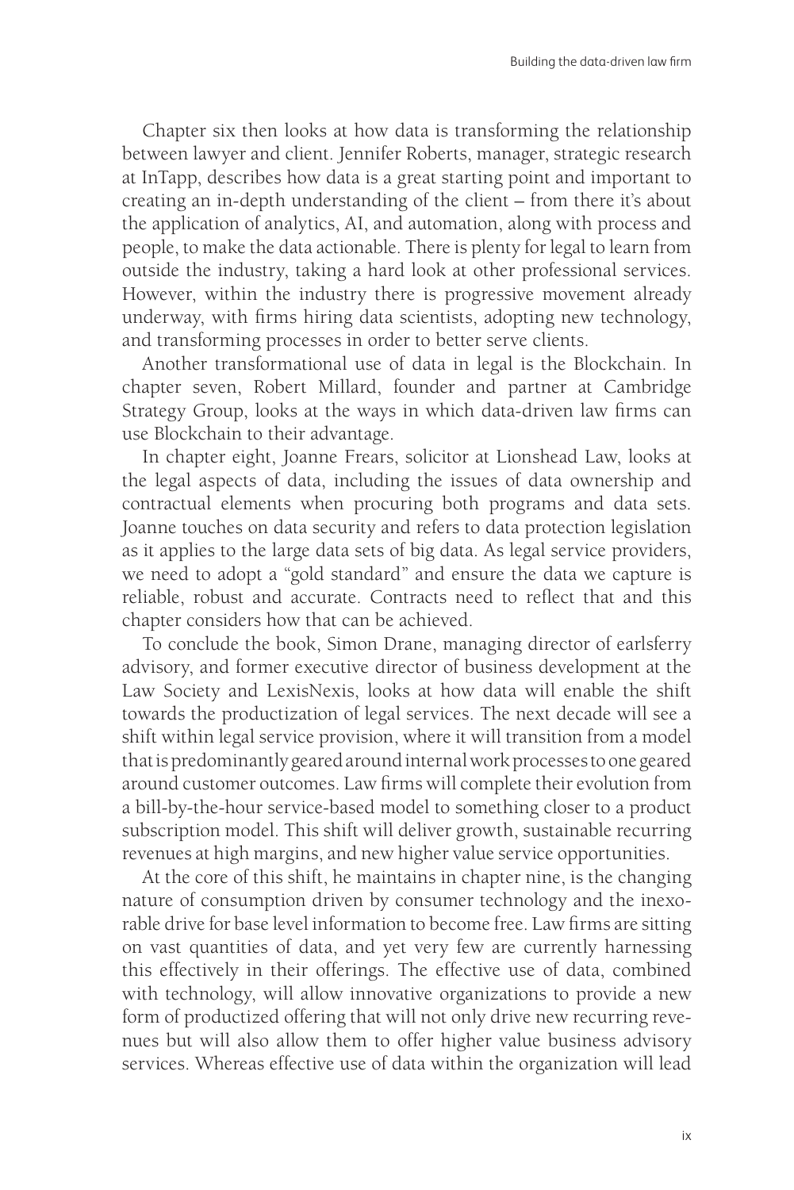Chapter six then looks at how data is transforming the relationship between lawyer and client. Jennifer Roberts, manager, strategic research at InTapp, describes how data is a great starting point and important to creating an in-depth understanding of the client – from there it's about the application of analytics, AI, and automation, along with process and people, to make the data actionable. There is plenty for legal to learn from outside the industry, taking a hard look at other professional services. However, within the industry there is progressive movement already underway, with firms hiring data scientists, adopting new technology, and transforming processes in order to better serve clients.

Another transformational use of data in legal is the Blockchain. In chapter seven, Robert Millard, founder and partner at Cambridge Strategy Group, looks at the ways in which data-driven law firms can use Blockchain to their advantage.

In chapter eight, Joanne Frears, solicitor at Lionshead Law, looks at the legal aspects of data, including the issues of data ownership and contractual elements when procuring both programs and data sets. Joanne touches on data security and refers to data protection legislation as it applies to the large data sets of big data. As legal service providers, we need to adopt a "gold standard" and ensure the data we capture is reliable, robust and accurate. Contracts need to reflect that and this chapter considers how that can be achieved.

To conclude the book, Simon Drane, managing director of earlsferry advisory, and former executive director of business development at the Law Society and LexisNexis, looks at how data will enable the shift towards the productization of legal services. The next decade will see a shift within legal service provision, where it will transition from a model that is predominantly geared around internal work processes to one geared around customer outcomes. Law firms will complete their evolution from a bill-by-the-hour service-based model to something closer to a product subscription model. This shift will deliver growth, sustainable recurring revenues at high margins, and new higher value service opportunities.

At the core of this shift, he maintains in chapter nine, is the changing nature of consumption driven by consumer technology and the inexorable drive for base level information to become free. Law firms are sitting on vast quantities of data, and yet very few are currently harnessing this effectively in their offerings. The effective use of data, combined with technology, will allow innovative organizations to provide a new form of productized offering that will not only drive new recurring revenues but will also allow them to offer higher value business advisory services. Whereas effective use of data within the organization will lead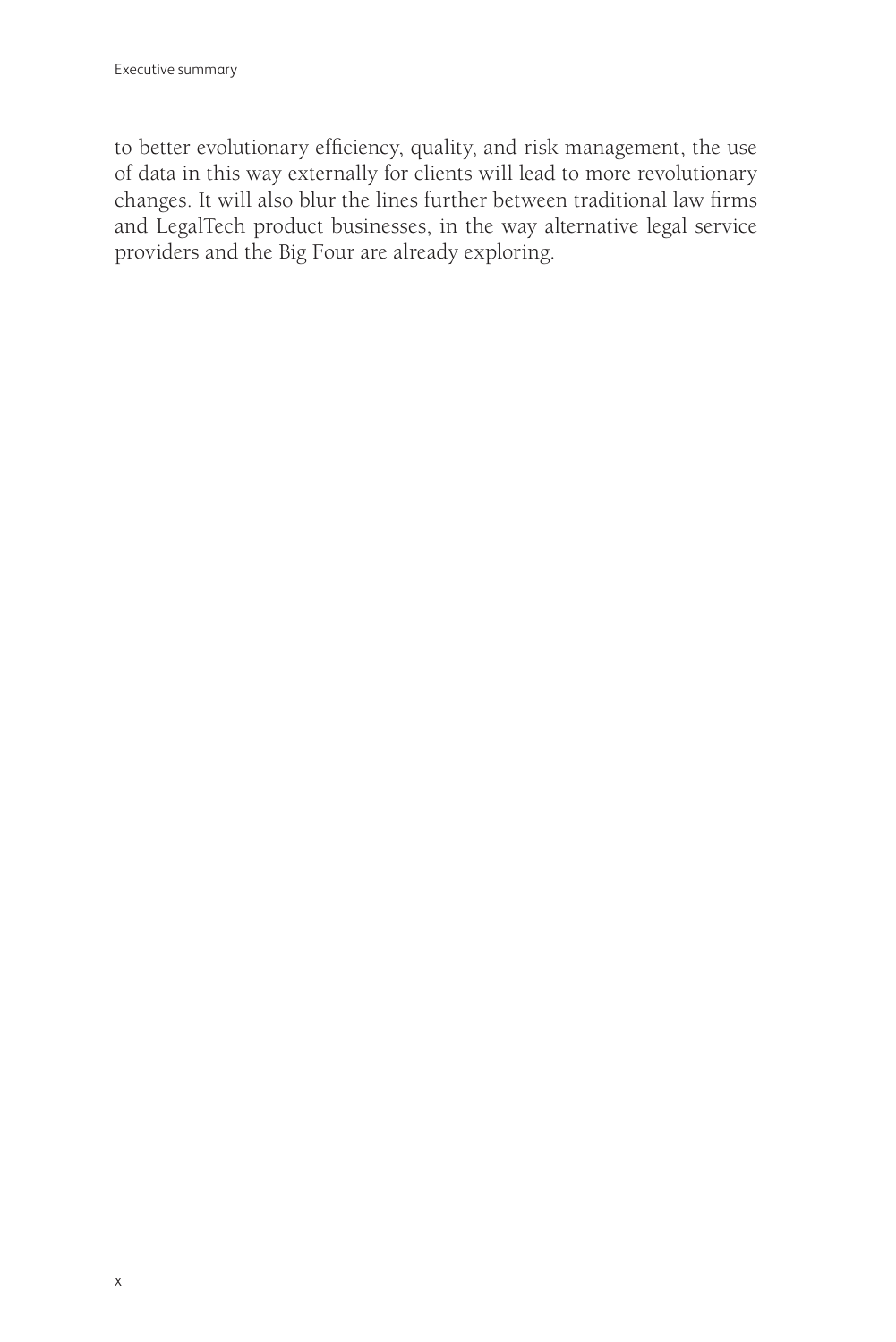to better evolutionary efficiency, quality, and risk management, the use of data in this way externally for clients will lead to more revolutionary changes. It will also blur the lines further between traditional law firms and LegalTech product businesses, in the way alternative legal service providers and the Big Four are already exploring.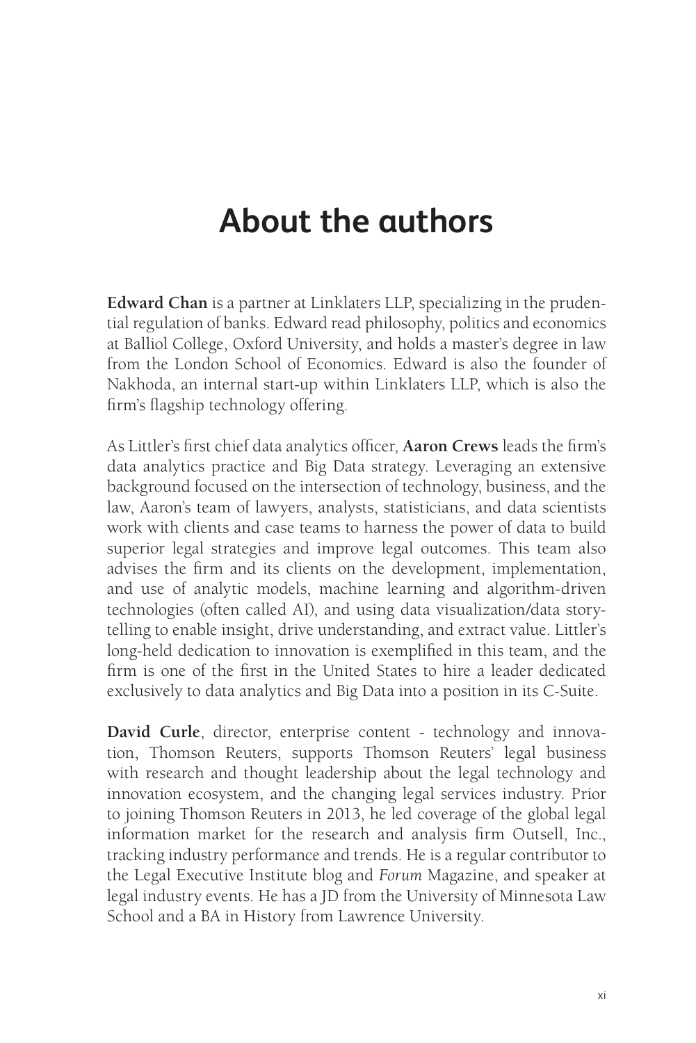# About the authors

**Edward Chan** is a partner at Linklaters LLP, specializing in the prudential regulation of banks. Edward read philosophy, politics and economics at Balliol College, Oxford University, and holds a master's degree in law from the London School of Economics. Edward is also the founder of Nakhoda, an internal start-up within Linklaters LLP, which is also the firm's flagship technology offering.

As Littler's first chief data analytics officer, **Aaron Crews** leads the firm's data analytics practice and Big Data strategy. Leveraging an extensive background focused on the intersection of technology, business, and the law, Aaron's team of lawyers, analysts, statisticians, and data scientists work with clients and case teams to harness the power of data to build superior legal strategies and improve legal outcomes. This team also advises the firm and its clients on the development, implementation, and use of analytic models, machine learning and algorithm-driven technologies (often called AI), and using data visualization/data storytelling to enable insight, drive understanding, and extract value. Littler's long-held dedication to innovation is exemplified in this team, and the firm is one of the first in the United States to hire a leader dedicated exclusively to data analytics and Big Data into a position in its C-Suite.

**David Curle**, director, enterprise content - technology and innovation, Thomson Reuters, supports Thomson Reuters' legal business with research and thought leadership about the legal technology and innovation ecosystem, and the changing legal services industry. Prior to joining Thomson Reuters in 2013, he led coverage of the global legal information market for the research and analysis firm Outsell, Inc., tracking industry performance and trends. He is a regular contributor to the Legal Executive Institute blog and *Forum* Magazine, and speaker at legal industry events. He has a JD from the University of Minnesota Law School and a BA in History from Lawrence University.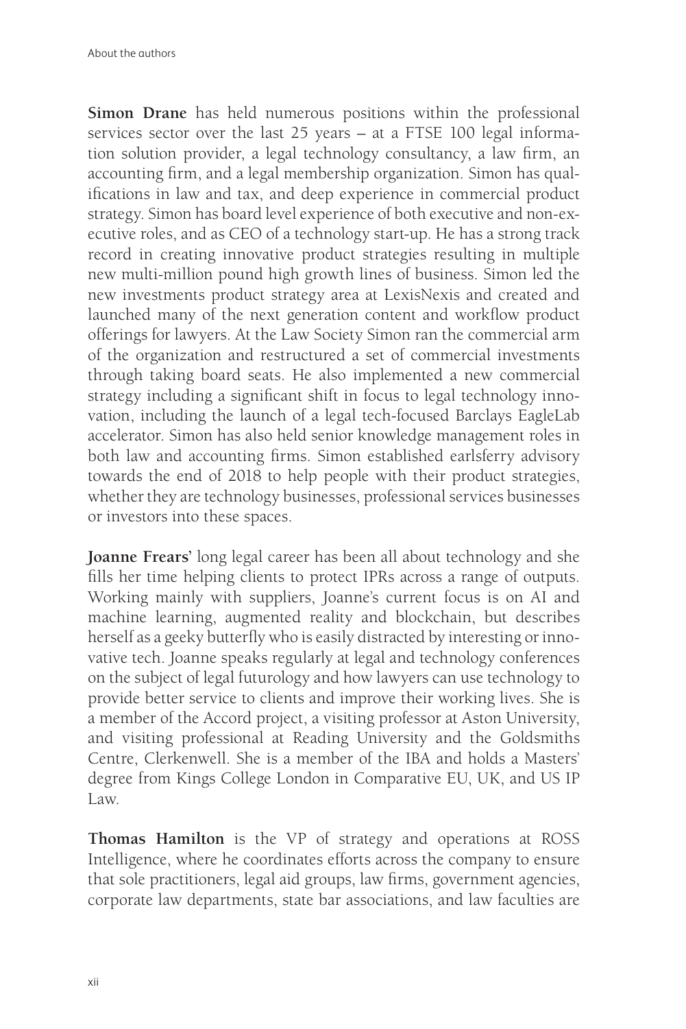**Simon Drane** has held numerous positions within the professional services sector over the last 25 years – at a FTSE 100 legal information solution provider, a legal technology consultancy, a law firm, an accounting firm, and a legal membership organization. Simon has qualifications in law and tax, and deep experience in commercial product strategy. Simon has board level experience of both executive and non-executive roles, and as CEO of a technology start-up. He has a strong track record in creating innovative product strategies resulting in multiple new multi-million pound high growth lines of business. Simon led the new investments product strategy area at LexisNexis and created and launched many of the next generation content and workflow product offerings for lawyers. At the Law Society Simon ran the commercial arm of the organization and restructured a set of commercial investments through taking board seats. He also implemented a new commercial strategy including a significant shift in focus to legal technology innovation, including the launch of a legal tech-focused Barclays EagleLab accelerator. Simon has also held senior knowledge management roles in both law and accounting firms. Simon established earlsferry advisory towards the end of 2018 to help people with their product strategies, whether they are technology businesses, professional services businesses or investors into these spaces.

**Joanne Frears'** long legal career has been all about technology and she fills her time helping clients to protect IPRs across a range of outputs. Working mainly with suppliers, Joanne's current focus is on AI and machine learning, augmented reality and blockchain, but describes herself as a geeky butterfly who is easily distracted by interesting or innovative tech. Joanne speaks regularly at legal and technology conferences on the subject of legal futurology and how lawyers can use technology to provide better service to clients and improve their working lives. She is a member of the Accord project, a visiting professor at Aston University, and visiting professional at Reading University and the Goldsmiths Centre, Clerkenwell. She is a member of the IBA and holds a Masters' degree from Kings College London in Comparative EU, UK, and US IP Law.

**Thomas Hamilton** is the VP of strategy and operations at ROSS Intelligence, where he coordinates efforts across the company to ensure that sole practitioners, legal aid groups, law firms, government agencies, corporate law departments, state bar associations, and law faculties are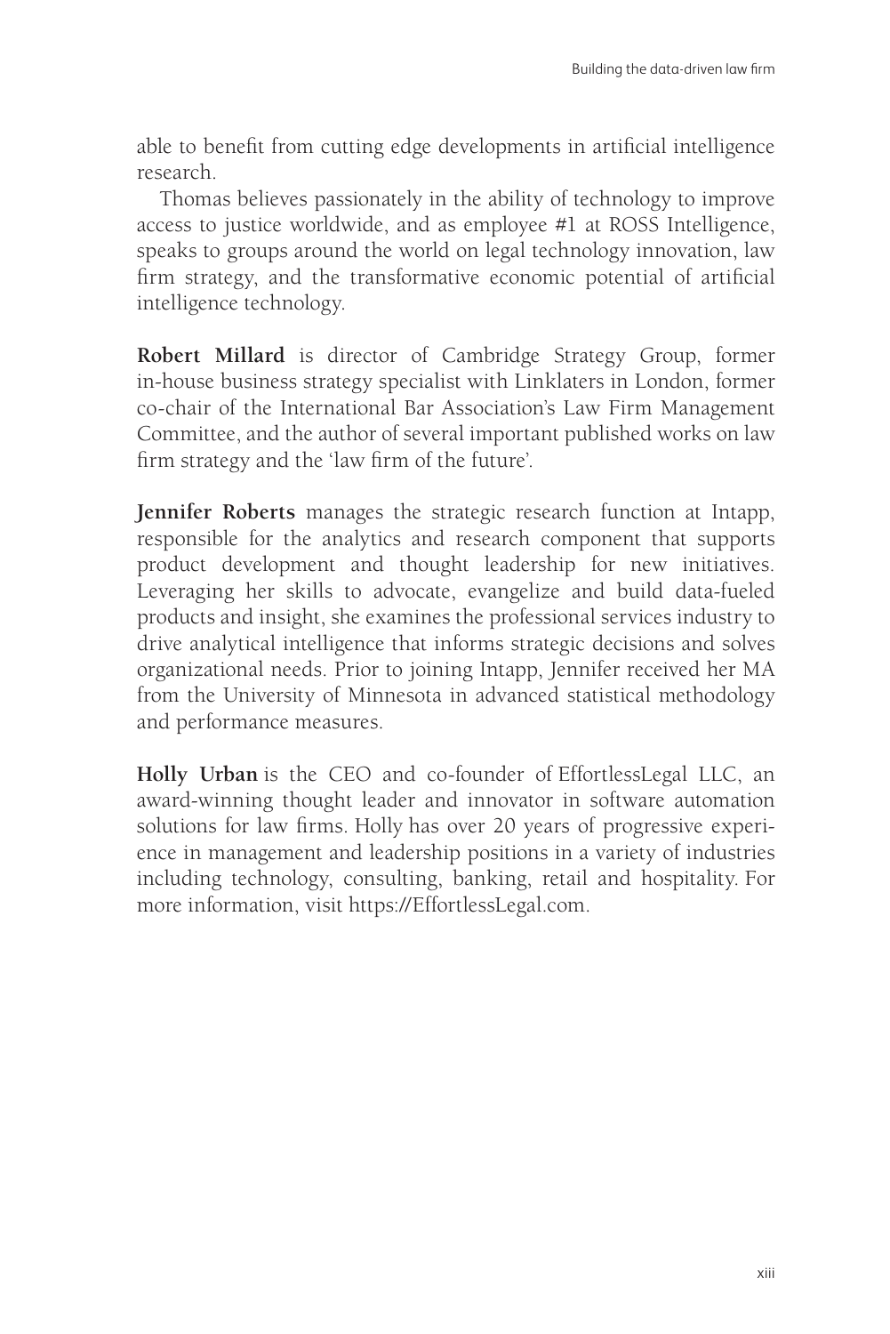able to benefit from cutting edge developments in artificial intelligence research.

Thomas believes passionately in the ability of technology to improve access to justice worldwide, and as employee #1 at ROSS Intelligence, speaks to groups around the world on legal technology innovation, law firm strategy, and the transformative economic potential of artificial intelligence technology.

**Robert Millard** is director of Cambridge Strategy Group, former in-house business strategy specialist with Linklaters in London, former co-chair of the International Bar Association's Law Firm Management Committee, and the author of several important published works on law firm strategy and the 'law firm of the future'.

**Jennifer Roberts** manages the strategic research function at Intapp, responsible for the analytics and research component that supports product development and thought leadership for new initiatives. Leveraging her skills to advocate, evangelize and build data-fueled products and insight, she examines the professional services industry to drive analytical intelligence that informs strategic decisions and solves organizational needs. Prior to joining Intapp, Jennifer received her MA from the University of Minnesota in advanced statistical methodology and performance measures.

**Holly Urban** is the CEO and co-founder of EffortlessLegal LLC, an award-winning thought leader and innovator in software automation solutions for law firms. Holly has over 20 years of progressive experience in management and leadership positions in a variety of industries including technology, consulting, banking, retail and hospitality. For more information, visit https://EffortlessLegal.com.